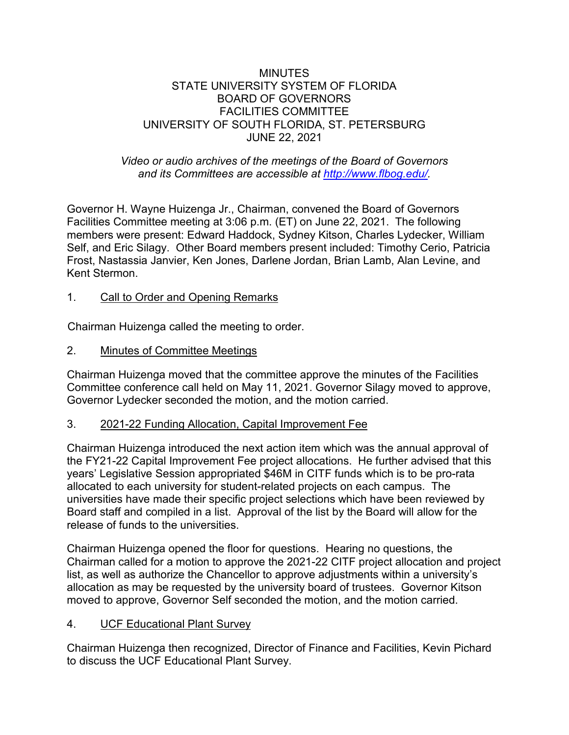# MINUTES
## STATE UNIVERSITY SYSTEM OF FLORIDA
## BOARD OF GOVERNORS
## FACILITIES COMMITTEE
## UNIVERSITY OF SOUTH FLORIDA, ST. PETERSBURG
## JUNE 22, 2021

*Video or audio archives of the meetings of the Board of Governors and its Committees are accessible at [http://www.flbog.edu/](http://www.flbog.edu/).*

Governor H. Wayne Huizenga Jr., Chairman, convened the Board of Governors Facilities Committee meeting at 3:06 p.m. (ET) on June 22, 2021. The following members were present: Edward Haddock, Sydney Kitson, Charles Lydecker, William Self, and Eric Silagy. Other Board members present included: Timothy Cerio, Patricia Frost, Nastassia Janvier, Ken Jones, Darlene Jordan, Brian Lamb, Alan Levine, and Kent Stermon.

1. Call to Order and Opening Remarks

Chairman Huizenga called the meeting to order.

2. Minutes of Committee Meetings

Chairman Huizenga moved that the committee approve the minutes of the Facilities Committee conference call held on May 11, 2021. Governor Silagy moved to approve, Governor Lydecker seconded the motion, and the motion carried.

3. 2021-22 Funding Allocation, Capital Improvement Fee

Chairman Huizenga introduced the next action item which was the annual approval of the FY21-22 Capital Improvement Fee project allocations. He further advised that this years' Legislative Session appropriated $46M in CITF funds which is to be pro-rata allocated to each university for student-related projects on each campus. The universities have made their specific project selections which have been reviewed by Board staff and compiled in a list. Approval of the list by the Board will allow for the release of funds to the universities.

Chairman Huizenga opened the floor for questions. Hearing no questions, the Chairman called for a motion to approve the 2021-22 CITF project allocation and project list, as well as authorize the Chancellor to approve adjustments within a university's allocation as may be requested by the university board of trustees. Governor Kitson moved to approve, Governor Self seconded the motion, and the motion carried.

4. UCF Educational Plant Survey

Chairman Huizenga then recognized, Director of Finance and Facilities, Kevin Pichard to discuss the UCF Educational Plant Survey.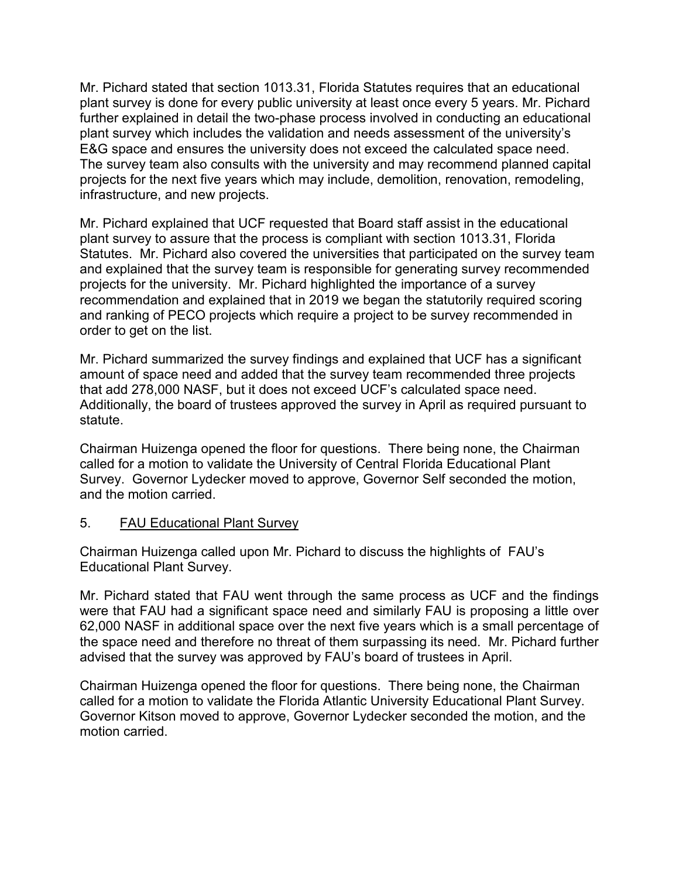Mr. Pichard stated that section 1013.31, Florida Statutes requires that an educational plant survey is done for every public university at least once every 5 years. Mr. Pichard further explained in detail the two-phase process involved in conducting an educational plant survey which includes the validation and needs assessment of the university's E&G space and ensures the university does not exceed the calculated space need. The survey team also consults with the university and may recommend planned capital projects for the next five years which may include, demolition, renovation, remodeling, infrastructure, and new projects.

Mr. Pichard explained that UCF requested that Board staff assist in the educational plant survey to assure that the process is compliant with section 1013.31, Florida Statutes. Mr. Pichard also covered the universities that participated on the survey team and explained that the survey team is responsible for generating survey recommended projects for the university. Mr. Pichard highlighted the importance of a survey recommendation and explained that in 2019 we began the statutorily required scoring and ranking of PECO projects which require a project to be survey recommended in order to get on the list.

Mr. Pichard summarized the survey findings and explained that UCF has a significant amount of space need and added that the survey team recommended three projects that add 278,000 NASF, but it does not exceed UCF's calculated space need. Additionally, the board of trustees approved the survey in April as required pursuant to statute.

Chairman Huizenga opened the floor for questions. There being none, the Chairman called for a motion to validate the University of Central Florida Educational Plant Survey. Governor Lydecker moved to approve, Governor Self seconded the motion, and the motion carried.

5. <u>FAU Educational Plant Survey</u>

Chairman Huizenga called upon Mr. Pichard to discuss the highlights of FAU's Educational Plant Survey.

Mr. Pichard stated that FAU went through the same process as UCF and the findings were that FAU had a significant space need and similarly FAU is proposing a little over 62,000 NASF in additional space over the next five years which is a small percentage of the space need and therefore no threat of them surpassing its need. Mr. Pichard further advised that the survey was approved by FAU's board of trustees in April.

Chairman Huizenga opened the floor for questions. There being none, the Chairman called for a motion to validate the Florida Atlantic University Educational Plant Survey. Governor Kitson moved to approve, Governor Lydecker seconded the motion, and the motion carried.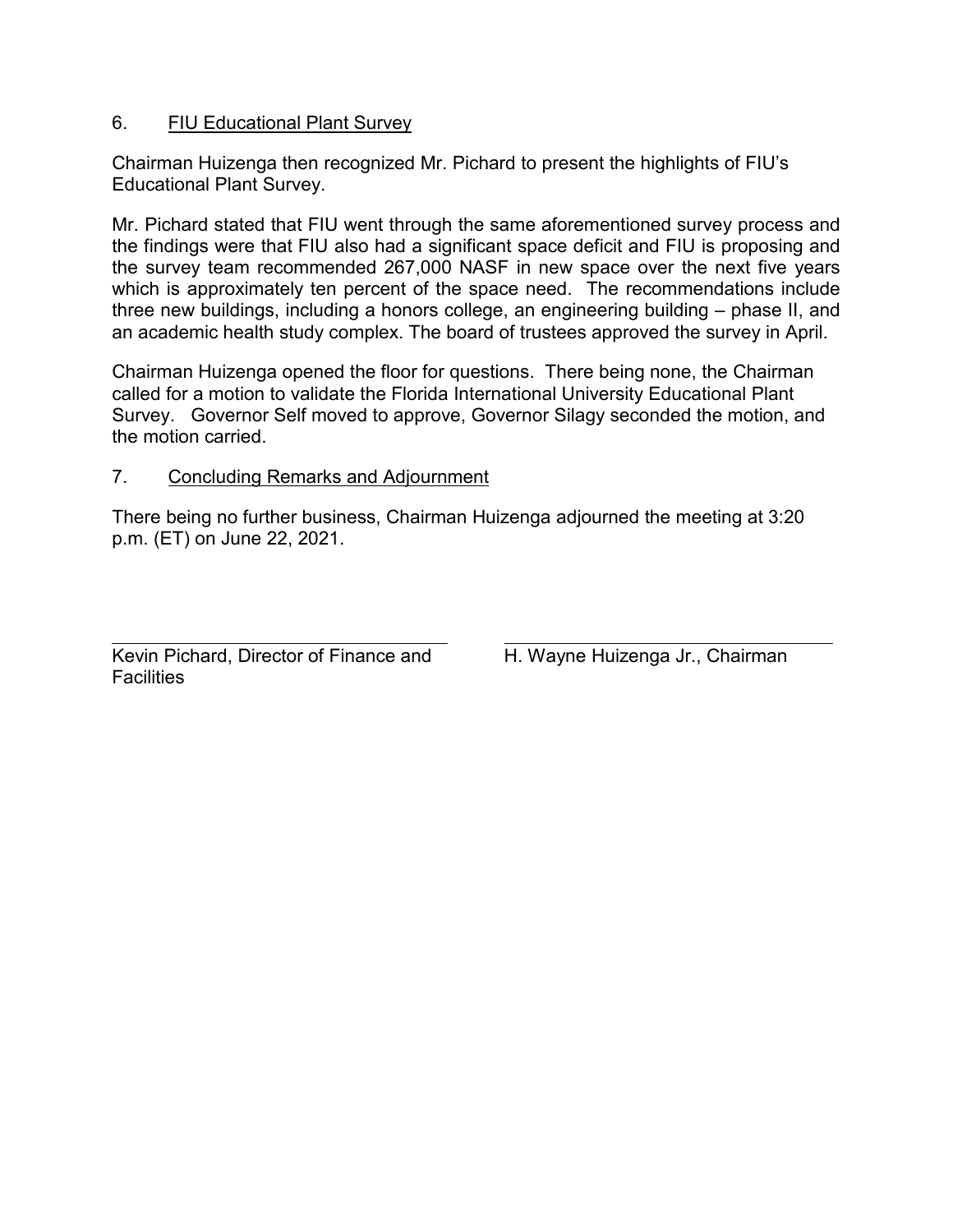6. <u>FIU Educational Plant Survey</u>

Chairman Huizenga then recognized Mr. Pichard to present the highlights of FIU's Educational Plant Survey.

Mr. Pichard stated that FIU went through the same aforementioned survey process and the findings were that FIU also had a significant space deficit and FIU is proposing and the survey team recommended 267,000 NASF in new space over the next five years which is approximately ten percent of the space need. The recommendations include three new buildings, including a honors college, an engineering building – phase II, and an academic health study complex. The board of trustees approved the survey in April.

Chairman Huizenga opened the floor for questions. There being none, the Chairman called for a motion to validate the Florida International University Educational Plant Survey. Governor Self moved to approve, Governor Silagy seconded the motion, and the motion carried.

7. <u>Concluding Remarks and Adjournment</u>

There being no further business, Chairman Huizenga adjourned the meeting at 3:20 p.m. (ET) on June 22, 2021.

Kevin Pichard, Director of Finance and Facilities

H. Wayne Huizenga Jr., Chairman